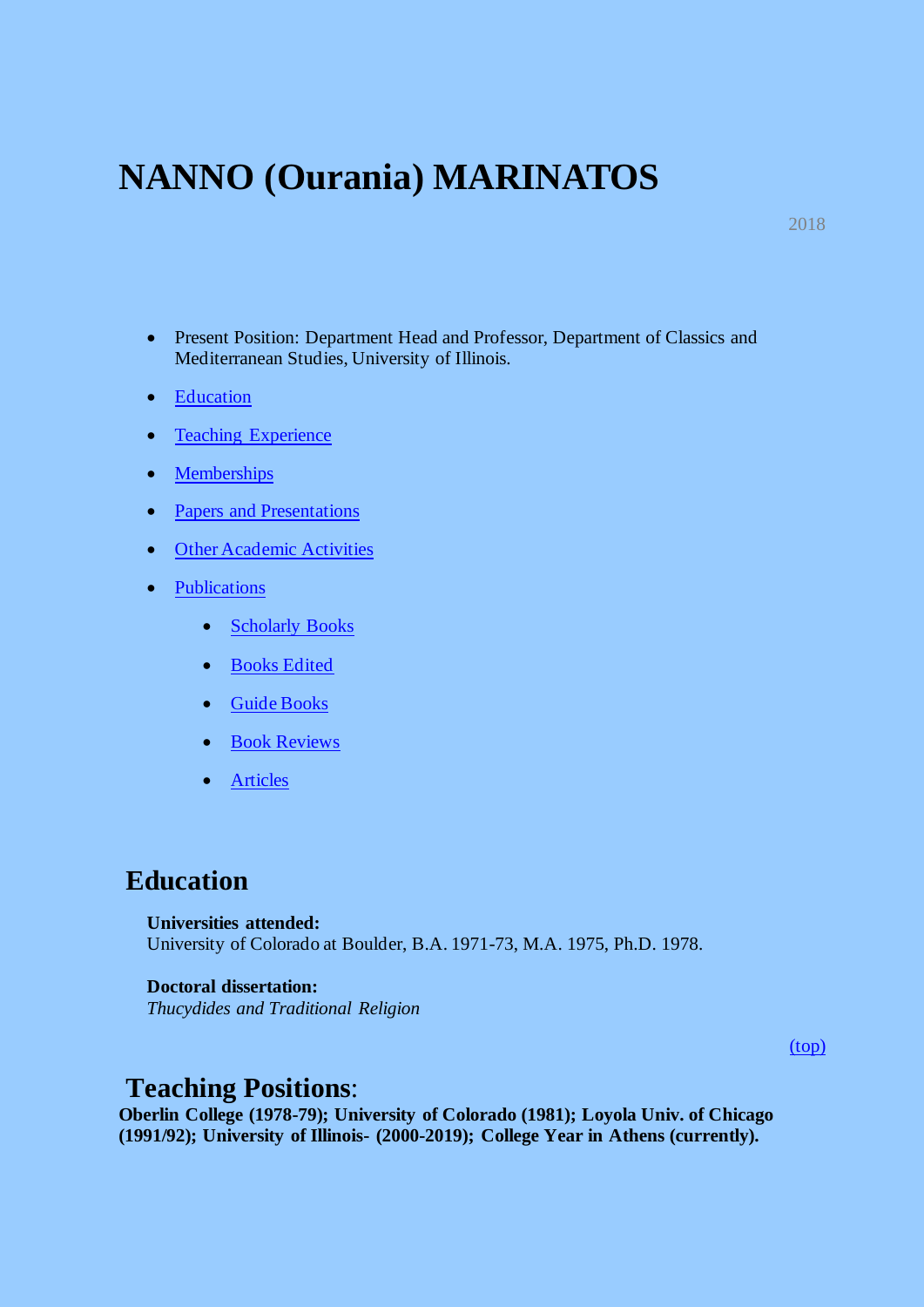# NANNO (Ourania) MARINATOS

2018

- Present Position: Department Head and Professor, Department of Classics and Mediterranean Studies, University of Illinois.
- Education
- Teaching Experience
- Memberships
- Papers and Presentations
- Other Academic Activities
- Publications
    - Scholarly Books
    - Books Edited
    - Guide Books
    - Book Reviews
    - Articles

## Education

**Universities attended:**
University of Colorado at Boulder, B.A. 1971-73, M.A. 1975, Ph.D. 1978.

**Doctoral dissertation:**
*Thucydides and Traditional Religion*

(top)

## Teaching Positions:

**Oberlin College (1978-79); University of Colorado (1981); Loyola Univ. of Chicago (1991/92); University of Illinois- (2000-2019); College Year in Athens (currently).**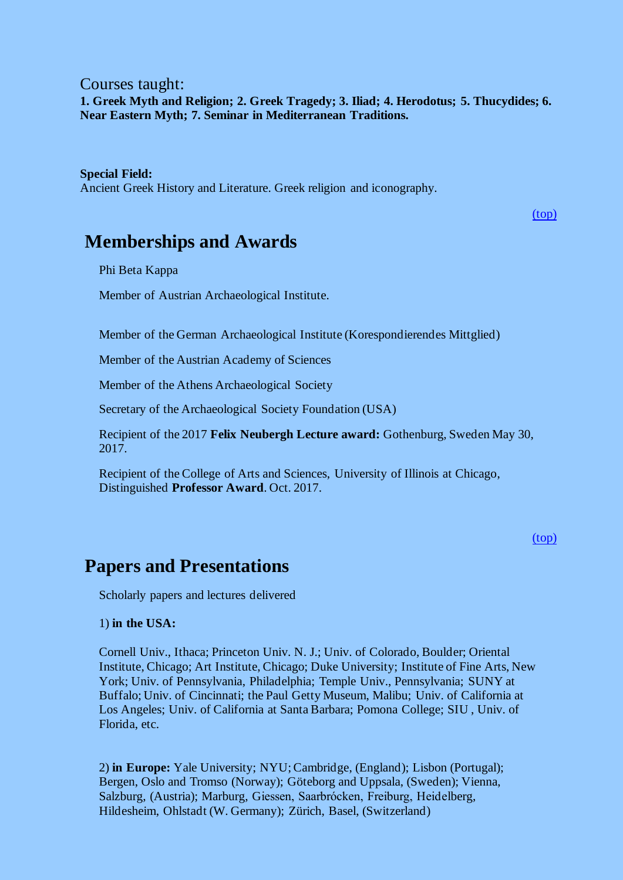Courses taught:

**1. Greek Myth and Religion; 2. Greek Tragedy; 3. Iliad; 4. Herodotus; 5. Thucydides; 6. Near Eastern Myth; 7. Seminar in Mediterranean Traditions.**

**Special Field:**

Ancient Greek History and Literature. Greek religion and iconography.

(top)

## Memberships and Awards

Phi Beta Kappa

Member of Austrian Archaeological Institute.

Member of the German Archaeological Institute (Korespondierendes Mittglied)

Member of the Austrian Academy of Sciences

Member of the Athens Archaeological Society

Secretary of the Archaeological Society Foundation (USA)

Recipient of the 2017 **Felix Neubergh Lecture award:** Gothenburg, Sweden May 30, 2017.

Recipient of the College of Arts and Sciences, University of Illinois at Chicago, Distinguished **Professor Award**. Oct. 2017.

(top)

## Papers and Presentations

Scholarly papers and lectures delivered

1) **in the USA:**

Cornell Univ., Ithaca; Princeton Univ. N. J.; Univ. of Colorado, Boulder; Oriental Institute, Chicago; Art Institute, Chicago; Duke University; Institute of Fine Arts, New York; Univ. of Pennsylvania, Philadelphia; Temple Univ., Pennsylvania; SUNY at Buffalo; Univ. of Cincinnati; the Paul Getty Museum, Malibu; Univ. of California at Los Angeles; Univ. of California at Santa Barbara; Pomona College; SIU , Univ. of Florida, etc.

2) **in Europe:** Yale University; NYU; Cambridge, (England); Lisbon (Portugal); Bergen, Oslo and Tromso (Norway); Göteborg and Uppsala, (Sweden); Vienna, Salzburg, (Austria); Marburg, Giessen, Saarbrócken, Freiburg, Heidelberg, Hildesheim, Ohlstadt (W. Germany); Zürich, Basel, (Switzerland)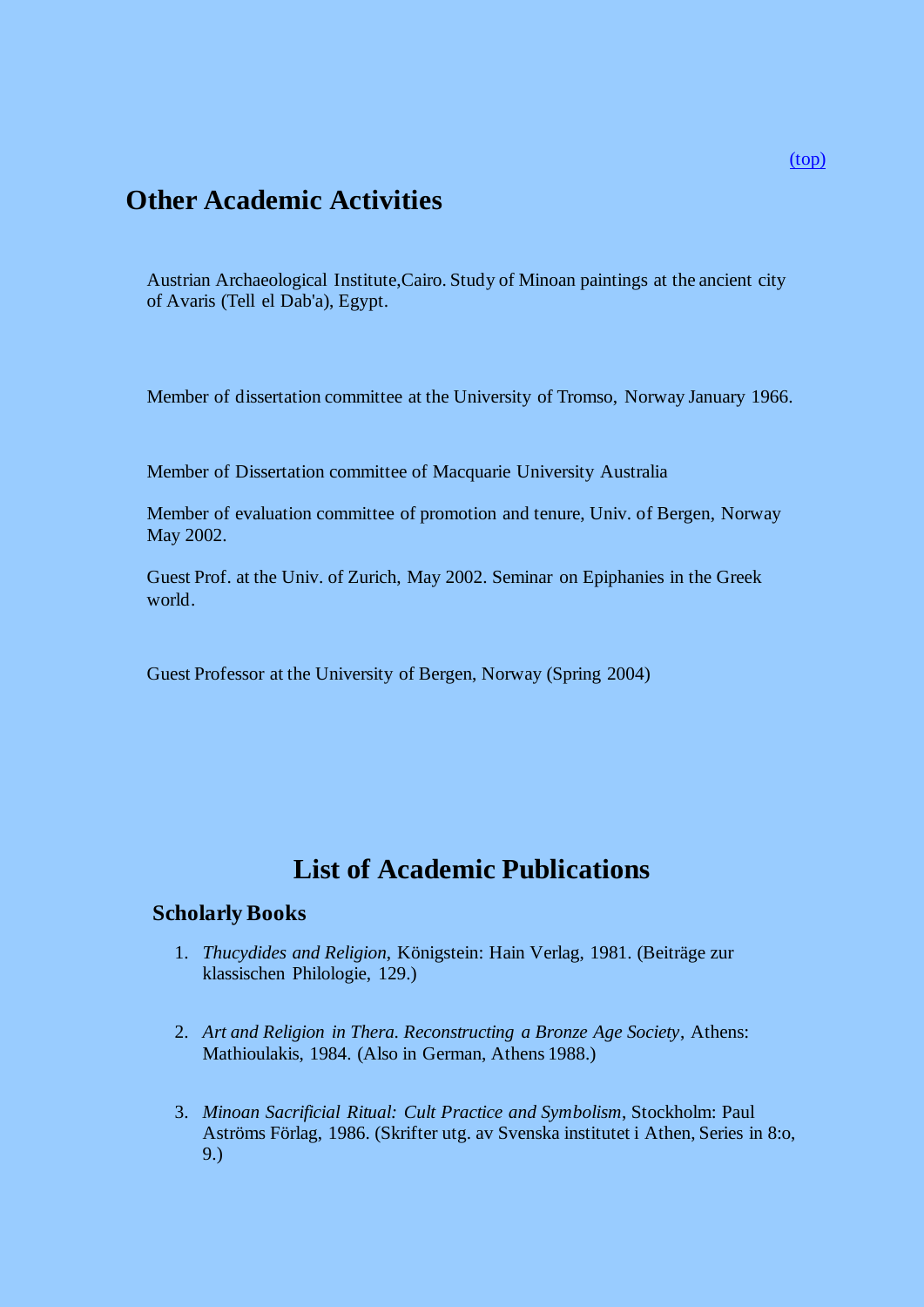[(top)](#)

## Other Academic Activities

Austrian Archaeological Institute,Cairo. Study of Minoan paintings at the ancient city of Avaris (Tell el Dab'a), Egypt.

Member of dissertation committee at the University of Tromso, Norway January 1966.

Member of Dissertation committee of Macquarie University Australia

Member of evaluation committee of promotion and tenure, Univ. of Bergen, Norway May 2002.

Guest Prof. at the Univ. of Zurich, May 2002. Seminar on Epiphanies in the Greek world.

Guest Professor at the University of Bergen, Norway (Spring 2004)

# List of Academic Publications

### Scholarly Books

1. *Thucydides and Religion*, Königstein: Hain Verlag, 1981. (Beiträge zur klassischen Philologie, 129.)

2. *Art and Religion in Thera. Reconstructing a Bronze Age Society*, Athens: Mathioulakis, 1984. (Also in German, Athens 1988.)

3. *Minoan Sacrificial Ritual: Cult Practice and Symbolism*, Stockholm: Paul Aströms Förlag, 1986. (Skrifter utg. av Svenska institutet i Athen, Series in 8:o, 9.)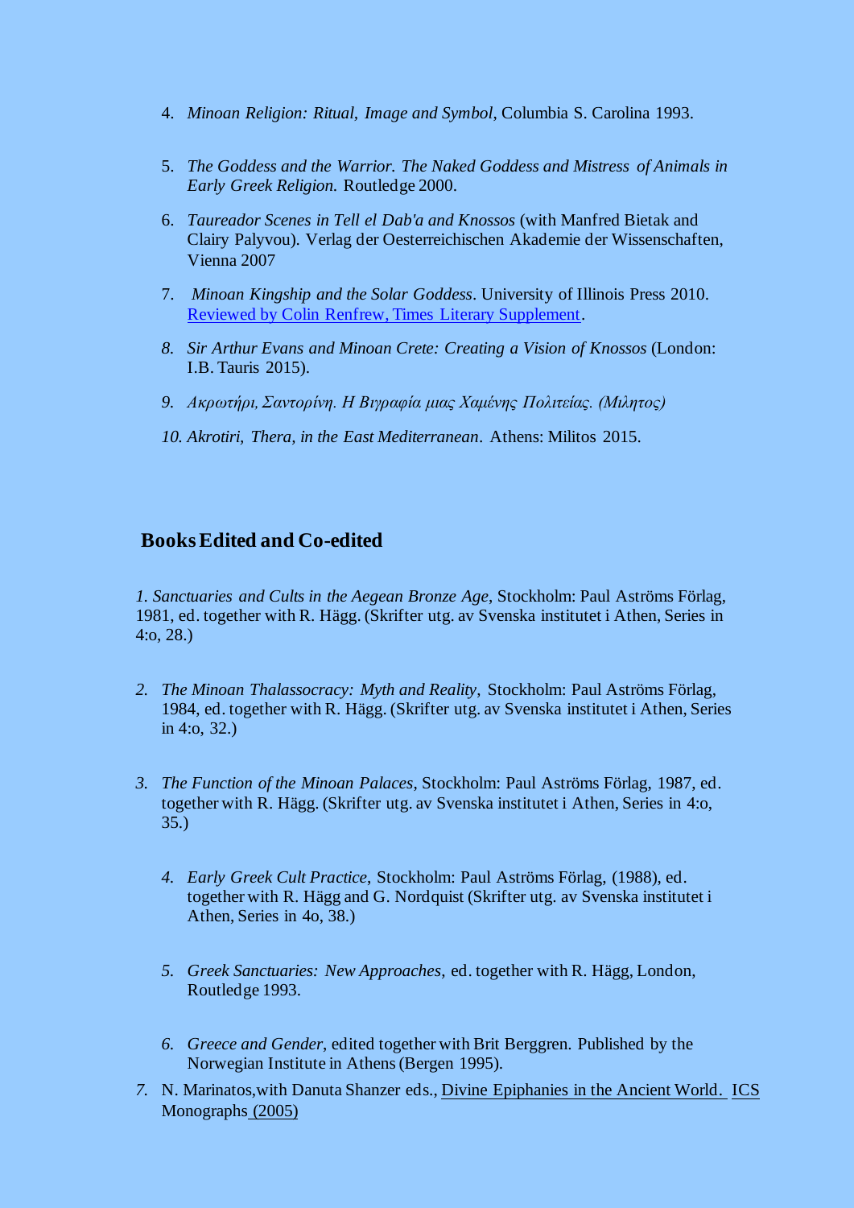4. *Minoan Religion: Ritual, Image and Symbol*, Columbia S. Carolina 1993.

5. *The Goddess and the Warrior. The Naked Goddess and Mistress of Animals in Early Greek Religion.* Routledge 2000.

6. *Taureador Scenes in Tell el Dab'a and Knossos* (with Manfred Bietak and Clairy Palyvou). Verlag der Oesterreichischen Akademie der Wissenschaften, Vienna 2007

7. *Minoan Kingship and the Solar Goddess*. University of Illinois Press 2010. Reviewed by Colin Renfrew, Times Literary Supplement.

8. *Sir Arthur Evans and Minoan Crete: Creating a Vision of Knossos* (London: I.B. Tauris 2015).

9. *Ακρωτήρι, Σαντορίνη. Η Βιγραφία μιας Χαμένης Πολιτείας. (Μιλητος)*

10. *Akrotiri, Thera, in the East Mediterranean*. Athens: Militos 2015.

## Books Edited and Co-edited

1. *Sanctuaries and Cults in the Aegean Bronze Age*, Stockholm: Paul Aströms Förlag, 1981, ed. together with R. Hägg. (Skrifter utg. av Svenska institutet i Athen, Series in 4:o, 28.)

2. *The Minoan Thalassocracy: Myth and Reality*, Stockholm: Paul Aströms Förlag, 1984, ed. together with R. Hägg. (Skrifter utg. av Svenska institutet i Athen, Series in 4:o, 32.)

3. *The Function of the Minoan Palaces*, Stockholm: Paul Aströms Förlag, 1987, ed. together with R. Hägg. (Skrifter utg. av Svenska institutet i Athen, Series in 4:o, 35.)

4. *Early Greek Cult Practice*, Stockholm: Paul Aströms Förlag, (1988), ed. together with R. Hägg and G. Nordquist (Skrifter utg. av Svenska institutet i Athen, Series in 4o, 38.)

5. *Greek Sanctuaries: New Approaches*, ed. together with R. Hägg, London, Routledge 1993.

6. *Greece and Gender*, edited together with Brit Berggren. Published by the Norwegian Institute in Athens (Bergen 1995).

7. N. Marinatos,with Danuta Shanzer eds., Divine Epiphanies in the Ancient World. ICS Monographs (2005)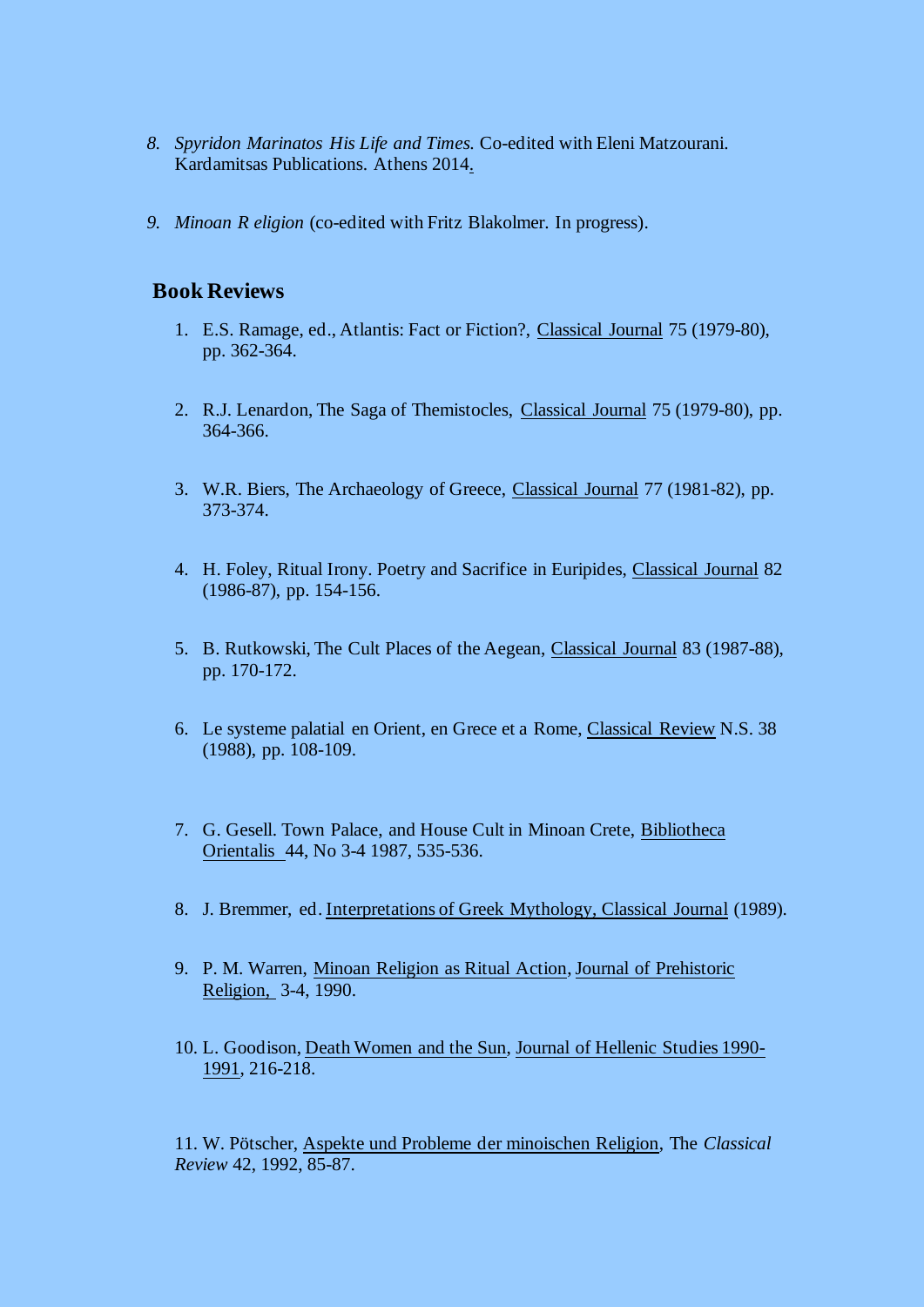8. *Spyridon Marinatos His Life and Times.* Co-edited with Eleni Matzourani. Kardamitsas Publications. Athens 2014.

9. *Minoan R eligion* (co-edited with Fritz Blakolmer. In progress).

## Book Reviews

1. E.S. Ramage, ed., Atlantis: Fact or Fiction?, Classical Journal 75 (1979-80), pp. 362-364.

2. R.J. Lenardon, The Saga of Themistocles, Classical Journal 75 (1979-80), pp. 364-366.

3. W.R. Biers, The Archaeology of Greece, Classical Journal 77 (1981-82), pp. 373-374.

4. H. Foley, Ritual Irony. Poetry and Sacrifice in Euripides, Classical Journal 82 (1986-87), pp. 154-156.

5. B. Rutkowski, The Cult Places of the Aegean, Classical Journal 83 (1987-88), pp. 170-172.

6. Le systeme palatial en Orient, en Grece et a Rome, Classical Review N.S. 38 (1988), pp. 108-109.

7. G. Gesell. Town Palace, and House Cult in Minoan Crete, Bibliotheca Orientalis 44, No 3-4 1987, 535-536.

8. J. Bremmer, ed. Interpretations of Greek Mythology, Classical Journal (1989).

9. P. M. Warren, Minoan Religion as Ritual Action, Journal of Prehistoric Religion, 3-4, 1990.

10. L. Goodison, Death Women and the Sun, Journal of Hellenic Studies 1990-1991, 216-218.

11. W. Pötscher, Aspekte und Probleme der minoischen Religion, The *Classical Review* 42, 1992, 85-87.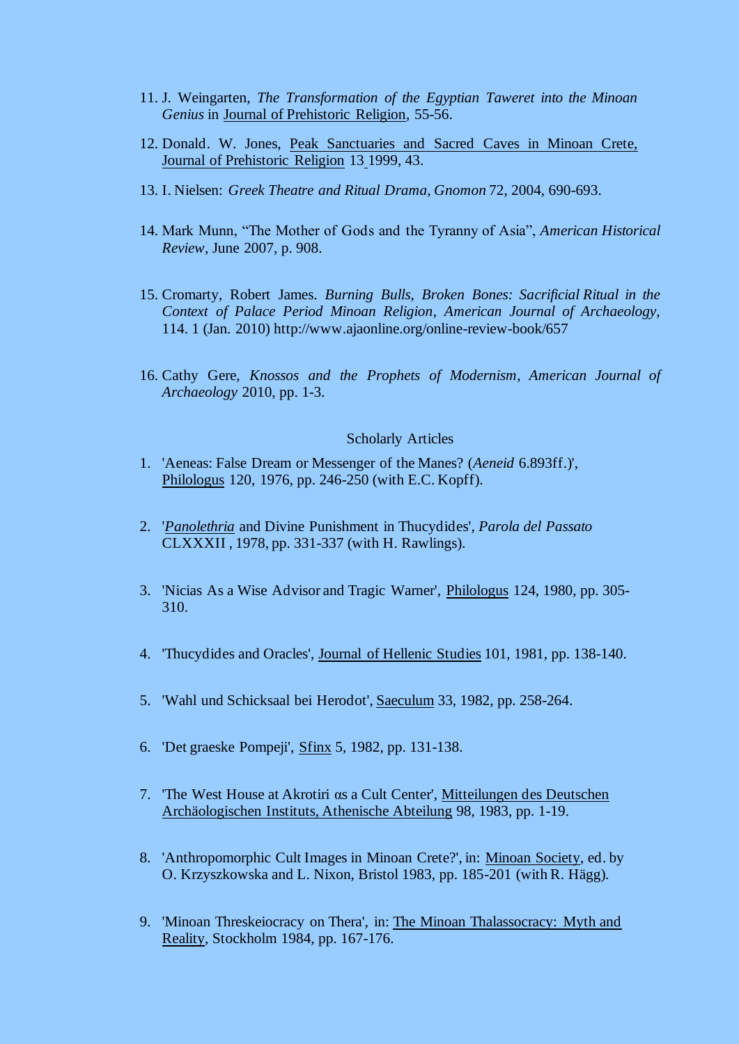11. J. Weingarten, *The Transformation of the Egyptian Taweret into the Minoan Genius* in Journal of Prehistoric Religion, 55-56.

12. Donald. W. Jones, Peak Sanctuaries and Sacred Caves in Minoan Crete, Journal of Prehistoric Religion 13 1999, 43.

13. I. Nielsen: *Greek Theatre and Ritual Drama, Gnomon* 72, 2004, 690-693.

14. Mark Munn, "The Mother of Gods and the Tyranny of Asia", *American Historical Review*, June 2007, p. 908.

15. Cromarty, Robert James. *Burning Bulls, Broken Bones: Sacrificial Ritual in the Context of Palace Period Minoan Religion*, *American Journal of Archaeology,* 114. 1 (Jan. 2010) http://www.ajaonline.org/online-review-book/657

16. Cathy Gere, *Knossos and the Prophets of Modernism*, *American Journal of Archaeology* 2010, pp. 1-3.

## Scholarly Articles

1. 'Aeneas: False Dream or Messenger of the Manes? (*Aeneid* 6.893ff.)', Philologus 120, 1976, pp. 246-250 (with E.C. Kopff).

2. '*Panolethria* and Divine Punishment in Thucydides', *Parola del Passato* CLXXXII , 1978, pp. 331-337 (with H. Rawlings).

3. 'Nicias As a Wise Advisor and Tragic Warner', Philologus 124, 1980, pp. 305-310.

4. 'Thucydides and Oracles', Journal of Hellenic Studies 101, 1981, pp. 138-140.

5. 'Wahl und Schicksaal bei Herodot', Saeculum 33, 1982, pp. 258-264.

6. 'Det graeske Pompeji', Sfinx 5, 1982, pp. 131-138.

7. 'The West House at Akrotiri αs a Cult Center', Mitteilungen des Deutschen Archäologischen Instituts, Athenische Abteilung 98, 1983, pp. 1-19.

8. 'Anthropomorphic Cult Images in Minoan Crete?', in: Minoan Society, ed. by O. Krzyszkowska and L. Nixon, Bristol 1983, pp. 185-201 (with R. Hägg).

9. 'Minoan Threskeiocracy on Thera', in: The Minoan Thalassocracy: Myth and Reality, Stockholm 1984, pp. 167-176.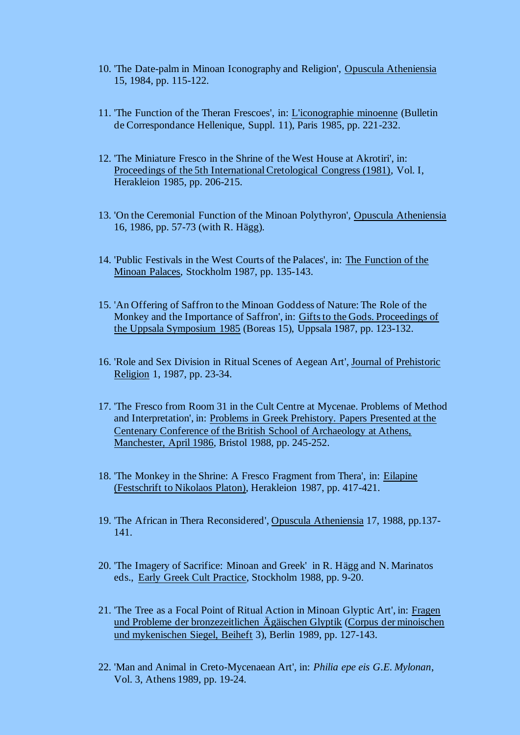10. 'The Date-palm in Minoan Iconography and Religion', Opuscula Atheniensia 15, 1984, pp. 115-122.

11. 'The Function of the Theran Frescoes', in: L'iconographie minoenne (Bulletin de Correspondance Hellenique, Suppl. 11), Paris 1985, pp. 221-232.

12. 'The Miniature Fresco in the Shrine of the West House at Akrotiri', in: Proceedings of the 5th International Cretological Congress (1981), Vol. I, Herakleion 1985, pp. 206-215.

13. 'On the Ceremonial Function of the Minoan Polythyron', Opuscula Atheniensia 16, 1986, pp. 57-73 (with R. Hägg).

14. 'Public Festivals in the West Courts of the Palaces', in: The Function of the Minoan Palaces, Stockholm 1987, pp. 135-143.

15. 'An Offering of Saffron to the Minoan Goddess of Nature: The Role of the Monkey and the Importance of Saffron', in: Gifts to the Gods. Proceedings of the Uppsala Symposium 1985 (Boreas 15), Uppsala 1987, pp. 123-132.

16. 'Role and Sex Division in Ritual Scenes of Aegean Art', Journal of Prehistoric Religion 1, 1987, pp. 23-34.

17. 'The Fresco from Room 31 in the Cult Centre at Mycenae. Problems of Method and Interpretation', in: Problems in Greek Prehistory. Papers Presented at the Centenary Conference of the British School of Archaeology at Athens, Manchester, April 1986, Bristol 1988, pp. 245-252.

18. 'The Monkey in the Shrine: A Fresco Fragment from Thera', in: Eilapine (Festschrift to Nikolaos Platon), Herakleion 1987, pp. 417-421.

19. 'The African in Thera Reconsidered', Opuscula Atheniensia 17, 1988, pp.137-141.

20. 'The Imagery of Sacrifice: Minoan and Greek' in R. Hägg and N. Marinatos eds., Early Greek Cult Practice, Stockholm 1988, pp. 9-20.

21. 'The Tree as a Focal Point of Ritual Action in Minoan Glyptic Art', in: Fragen und Probleme der bronzezeitlichen Ägäischen Glyptik (Corpus der minoischen und mykenischen Siegel, Beiheft 3), Berlin 1989, pp. 127-143.

22. 'Man and Animal in Creto-Mycenaean Art', in: *Philia epe eis G.E. Mylonan*, Vol. 3, Athens 1989, pp. 19-24.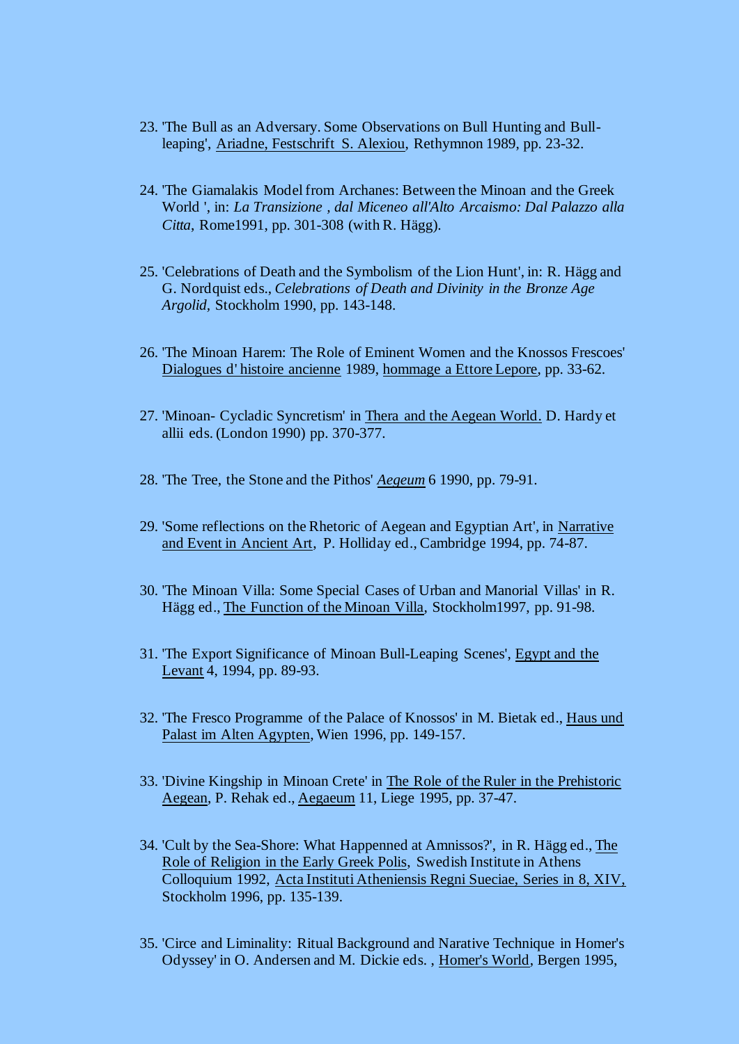23. 'The Bull as an Adversary. Some Observations on Bull Hunting and Bull-leaping', Ariadne, Festschrift S. Alexiou, Rethymnon 1989, pp. 23-32.

24. 'The Giamalakis Model from Archanes: Between the Minoan and the Greek World ', in: *La Transizione , dal Miceneo all'Alto Arcaismo: Dal Palazzo alla Citta*, Rome1991, pp. 301-308 (with R. Hägg).

25. 'Celebrations of Death and the Symbolism of the Lion Hunt', in: R. Hägg and G. Nordquist eds., *Celebrations of Death and Divinity in the Bronze Age Argolid*, Stockholm 1990, pp. 143-148.

26. 'The Minoan Harem: The Role of Eminent Women and the Knossos Frescoes' Dialogues d' histoire ancienne 1989, hommage a Ettore Lepore, pp. 33-62.

27. 'Minoan- Cycladic Syncretism' in Thera and the Aegean World. D. Hardy et allii eds. (London 1990) pp. 370-377.

28. 'The Tree, the Stone and the Pithos' *Aegeum* 6 1990, pp. 79-91.

29. 'Some reflections on the Rhetoric of Aegean and Egyptian Art', in Narrative and Event in Ancient Art, P. Holliday ed., Cambridge 1994, pp. 74-87.

30. 'The Minoan Villa: Some Special Cases of Urban and Manorial Villas' in R. Hägg ed., The Function of the Minoan Villa, Stockholm1997, pp. 91-98.

31. 'The Export Significance of Minoan Bull-Leaping Scenes', Egypt and the Levant 4, 1994, pp. 89-93.

32. 'The Fresco Programme of the Palace of Knossos' in M. Bietak ed., Haus und Palast im Alten Agypten, Wien 1996, pp. 149-157.

33. 'Divine Kingship in Minoan Crete' in The Role of the Ruler in the Prehistoric Aegean, P. Rehak ed., Aegaeum 11, Liege 1995, pp. 37-47.

34. 'Cult by the Sea-Shore: What Happenned at Amnissos?', in R. Hägg ed., The Role of Religion in the Early Greek Polis, Swedish Institute in Athens Colloquium 1992, Acta Instituti Atheniensis Regni Sueciae, Series in 8, XIV, Stockholm 1996, pp. 135-139.

35. 'Circe and Liminality: Ritual Background and Narative Technique in Homer's Odyssey' in O. Andersen and M. Dickie eds. , Homer's World, Bergen 1995,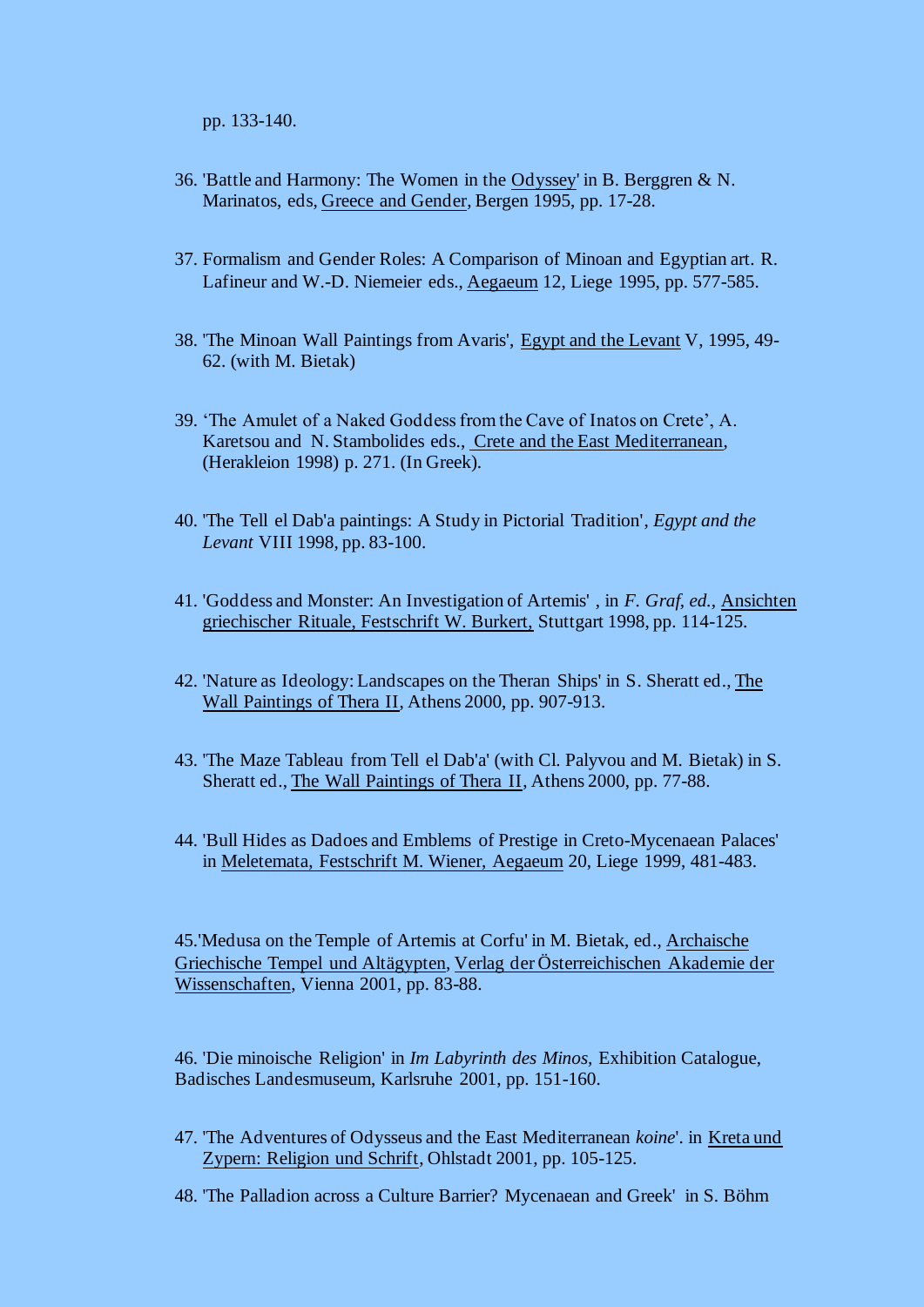pp. 133-140.

36. 'Battle and Harmony: The Women in the Odyssey' in B. Berggren & N. Marinatos, eds, Greece and Gender, Bergen 1995, pp. 17-28.

37. Formalism and Gender Roles: A Comparison of Minoan and Egyptian art. R. Lafineur and W.-D. Niemeier eds., Aegaeum 12, Liege 1995, pp. 577-585.

38. 'The Minoan Wall Paintings from Avaris', Egypt and the Levant V, 1995, 49-62. (with M. Bietak)

39. 'The Amulet of a Naked Goddess from the Cave of Inatos on Crete', A. Karetsou and N. Stambolides eds., Crete and the East Mediterranean, (Herakleion 1998) p. 271. (In Greek).

40. 'The Tell el Dab'a paintings: A Study in Pictorial Tradition', *Egypt and the Levant* VIII 1998, pp. 83-100.

41. 'Goddess and Monster: An Investigation of Artemis' , in *F. Graf, ed.,* Ansichten griechischer Rituale, Festschrift W. Burkert, Stuttgart 1998, pp. 114-125.

42. 'Nature as Ideology: Landscapes on the Theran Ships' in S. Sheratt ed., The Wall Paintings of Thera II, Athens 2000, pp. 907-913.

43. 'The Maze Tableau from Tell el Dab'a' (with Cl. Palyvou and M. Bietak) in S. Sheratt ed., The Wall Paintings of Thera II, Athens 2000, pp. 77-88.

44. 'Bull Hides as Dadoes and Emblems of Prestige in Creto-Mycenaean Palaces' in Meletemata, Festschrift M. Wiener, Aegaeum 20, Liege 1999, 481-483.

45.'Medusa on the Temple of Artemis at Corfu' in M. Bietak, ed., Archaische Griechische Tempel und Altägypten, Verlag der Österreichischen Akademie der Wissenschaften, Vienna 2001, pp. 83-88.

46. 'Die minoische Religion' in *Im Labyrinth des Minos,* Exhibition Catalogue, Badisches Landesmuseum, Karlsruhe 2001, pp. 151-160.

47. 'The Adventures of Odysseus and the East Mediterranean *koine*'. in Kreta und Zypern: Religion und Schrift, Ohlstadt 2001, pp. 105-125.

48. 'The Palladion across a Culture Barrier? Mycenaean and Greek' in S. Böhm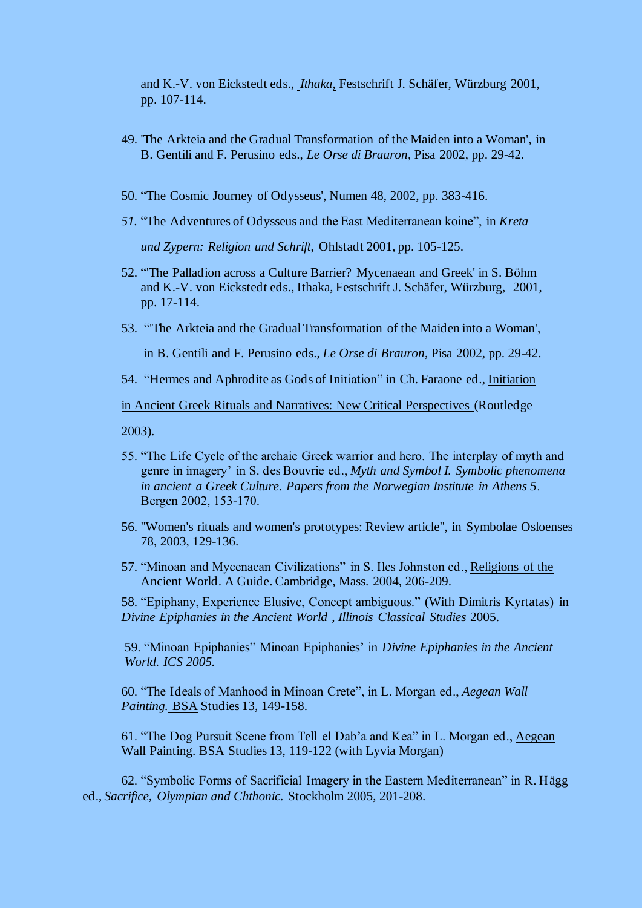and K.-V. von Eickstedt eds., *Ithaka*, Festschrift J. Schäfer, Würzburg 2001, pp. 107-114.

49. 'The Arkteia and the Gradual Transformation of the Maiden into a Woman', in B. Gentili and F. Perusino eds., *Le Orse di Brauron*, Pisa 2002, pp. 29-42.

50. "The Cosmic Journey of Odysseus', Numen 48, 2002, pp. 383-416.

51. "The Adventures of Odysseus and the East Mediterranean koine", in *Kreta und Zypern: Religion und Schrift*, Ohlstadt 2001, pp. 105-125.

52. "'The Palladion across a Culture Barrier? Mycenaean and Greek' in S. Böhm and K.-V. von Eickstedt eds., Ithaka, Festschrift J. Schäfer, Würzburg, 2001, pp. 17-114.

53. "'The Arkteia and the Gradual Transformation of the Maiden into a Woman', in B. Gentili and F. Perusino eds., *Le Orse di Brauron*, Pisa 2002, pp. 29-42.

54. "Hermes and Aphrodite as Gods of Initiation" in Ch. Faraone ed., Initiation in Ancient Greek Rituals and Narratives: New Critical Perspectives (Routledge 2003).

55. "The Life Cycle of the archaic Greek warrior and hero. The interplay of myth and genre in imagery' in S. des Bouvrie ed., *Myth and Symbol I. Symbolic phenomena in ancient a Greek Culture. Papers from the Norwegian Institute in Athens 5*. Bergen 2002, 153-170.

56. "Women's rituals and women's prototypes: Review article", in Symbolae Osloenses 78, 2003, 129-136.

57. "Minoan and Mycenaean Civilizations" in S. Iles Johnston ed., Religions of the Ancient World. A Guide. Cambridge, Mass. 2004, 206-209.

58. "Epiphany, Experience Elusive, Concept ambiguous." (With Dimitris Kyrtatas) in *Divine Epiphanies in the Ancient World* , *Illinois Classical Studies* 2005.

59. "Minoan Epiphanies" Minoan Epiphanies' in *Divine Epiphanies in the Ancient World. ICS 2005.*

60. "The Ideals of Manhood in Minoan Crete", in L. Morgan ed., *Aegean Wall Painting.* BSA Studies 13, 149-158.

61. "The Dog Pursuit Scene from Tell el Dab'a and Kea" in L. Morgan ed., Aegean Wall Painting. BSA Studies 13, 119-122 (with Lyvia Morgan)

62. "Symbolic Forms of Sacrificial Imagery in the Eastern Mediterranean" in R. Hägg ed., *Sacrifice, Olympian and Chthonic.* Stockholm 2005, 201-208.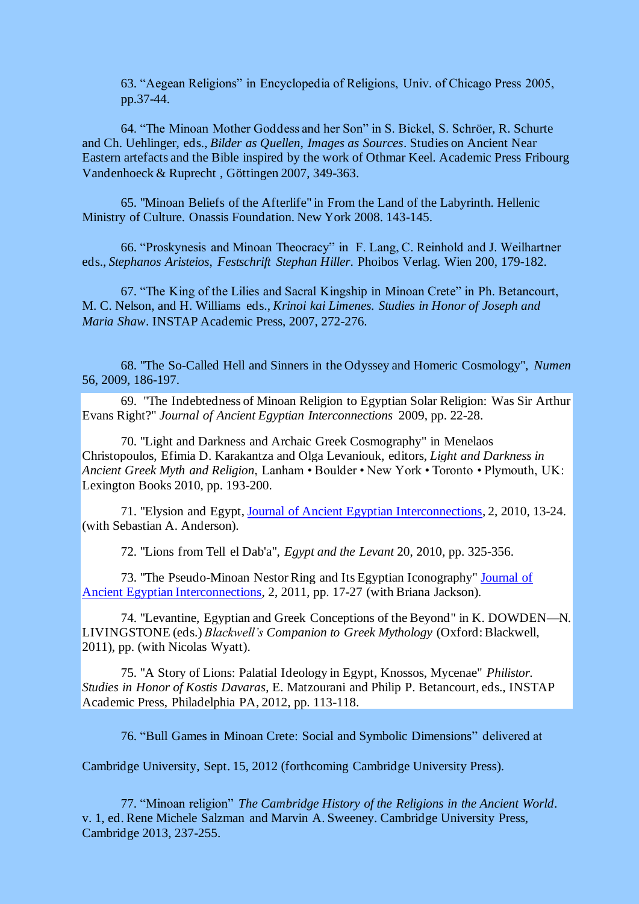63. "Aegean Religions" in Encyclopedia of Religions, Univ. of Chicago Press 2005, pp.37-44.

64. "The Minoan Mother Goddess and her Son" in S. Bickel, S. Schröer, R. Schurte and Ch. Uehlinger, eds., *Bilder as Quellen, Images as Sources*. Studies on Ancient Near Eastern artefacts and the Bible inspired by the work of Othmar Keel. Academic Press Fribourg Vandenhoeck & Ruprecht , Göttingen 2007, 349-363.

65. "Minoan Beliefs of the Afterlife" in From the Land of the Labyrinth. Hellenic Ministry of Culture. Onassis Foundation. New York 2008. 143-145.

66. "Proskynesis and Minoan Theocracy" in F. Lang, C. Reinhold and J. Weilhartner eds., *Stephanos Aristeios, Festschrift Stephan Hiller*. Phoibos Verlag. Wien 200, 179-182.

67. "The King of the Lilies and Sacral Kingship in Minoan Crete" in Ph. Betancourt, M. C. Nelson, and H. Williams eds., *Krinoi kai Limenes. Studies in Honor of Joseph and Maria Shaw*. INSTAP Academic Press, 2007, 272-276.

68. "The So-Called Hell and Sinners in the Odyssey and Homeric Cosmology", *Numen* 56, 2009, 186-197.

69. "The Indebtedness of Minoan Religion to Egyptian Solar Religion: Was Sir Arthur Evans Right?" *Journal of Ancient Egyptian Interconnections* 2009, pp. 22-28.

70. "Light and Darkness and Archaic Greek Cosmography" in Menelaos Christopoulos, Efimia D. Karakantza and Olga Levaniouk, editors, *Light and Darkness in Ancient Greek Myth and Religion*, Lanham • Boulder • New York • Toronto • Plymouth, UK: Lexington Books 2010, pp. 193-200.

71. "Elysion and Egypt, Journal of Ancient Egyptian Interconnections, 2, 2010, 13-24. (with Sebastian A. Anderson).

72. "Lions from Tell el Dab'a", *Egypt and the Levant* 20, 2010, pp. 325-356.

73. "The Pseudo-Minoan Nestor Ring and Its Egyptian Iconography" Journal of Ancient Egyptian Interconnections, 2, 2011, pp. 17-27 (with Briana Jackson).

74. "Levantine, Egyptian and Greek Conceptions of the Beyond" in K. DOWDEN—N. LIVINGSTONE (eds.) *Blackwell's Companion to Greek Mythology* (Oxford: Blackwell, 2011), pp. (with Nicolas Wyatt).

75. "A Story of Lions: Palatial Ideology in Egypt, Knossos, Mycenae" *Philistor. Studies in Honor of Kostis Davaras*, E. Matzourani and Philip P. Betancourt, eds., INSTAP Academic Press, Philadelphia PA, 2012, pp. 113-118.

76. "Bull Games in Minoan Crete: Social and Symbolic Dimensions" delivered at Cambridge University, Sept. 15, 2012 (forthcoming Cambridge University Press).

77. "Minoan religion" *The Cambridge History of the Religions in the Ancient World*. v. 1, ed. Rene Michele Salzman and Marvin A. Sweeney. Cambridge University Press, Cambridge 2013, 237-255.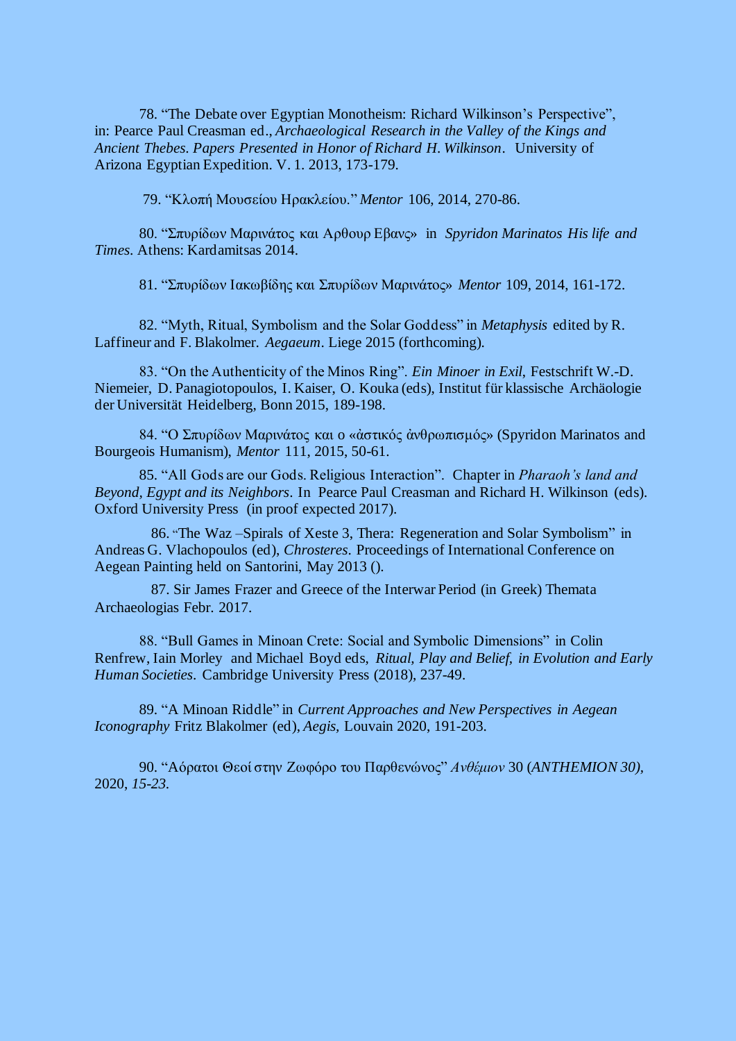78. "The Debate over Egyptian Monotheism: Richard Wilkinson's Perspective", in: Pearce Paul Creasman ed., *Archaeological Research in the Valley of the Kings and Ancient Thebes. Papers Presented in Honor of Richard H. Wilkinson*. University of Arizona Egyptian Expedition. V. 1. 2013, 173-179.

79. "Κλοπή Μουσείου Ηρακλείου." *Mentor* 106, 2014, 270-86.

80. "Σπυρίδων Μαρινάτος και Αρθουρ Εβανς» in *Spyridon Marinatos His life and Times*. Athens: Kardamitsas 2014.

81. "Σπυρίδων Ιακωβίδης και Σπυρίδων Μαρινάτος» *Mentor* 109, 2014, 161-172.

82. "Myth, Ritual, Symbolism and the Solar Goddess" in *Metaphysis* edited by R. Laffineur and F. Blakolmer. *Aegaeum*. Liege 2015 (forthcoming).

83. "On the Authenticity of the Minos Ring". *Ein Minoer in Exil*, Festschrift W.-D. Niemeier, D. Panagiotopoulos, I. Kaiser, O. Kouka (eds), Institut für klassische Archäologie der Universität Heidelberg, Bonn 2015, 189-198.

84. "Ο Σπυρίδων Μαρινάτος και ο «ἀστικός ἀνθρωπισμός» (Spyridon Marinatos and Bourgeois Humanism), *Mentor* 111, 2015, 50-61.

85. "All Gods are our Gods. Religious Interaction". Chapter in *Pharaoh's land and Beyond, Egypt and its Neighbors*. In Pearce Paul Creasman and Richard H. Wilkinson (eds). Oxford University Press (in proof expected 2017).

86. "The Waz –Spirals of Xeste 3, Thera: Regeneration and Solar Symbolism" in Andreas G. Vlachopoulos (ed), *Chrosteres*. Proceedings of International Conference on Aegean Painting held on Santorini, May 2013 ().

87. Sir James Frazer and Greece of the Interwar Period (in Greek) Themata Archaeologias Febr. 2017.

88. "Bull Games in Minoan Crete: Social and Symbolic Dimensions" in Colin Renfrew, Iain Morley and Michael Boyd eds, *Ritual, Play and Belief, in Evolution and Early Human Societies*. Cambridge University Press (2018), 237-49.

89. "A Minoan Riddle" in *Current Approaches and New Perspectives in Aegean Iconography* Fritz Blakolmer (ed), *Aegis*, Louvain 2020, 191-203.

90. "Αόρατοι Θεοί στην Ζωφόρο του Παρθενώνος" *Ανθέμιον* 30 (*ANTHEMION 30)*, 2020, *15-23*.